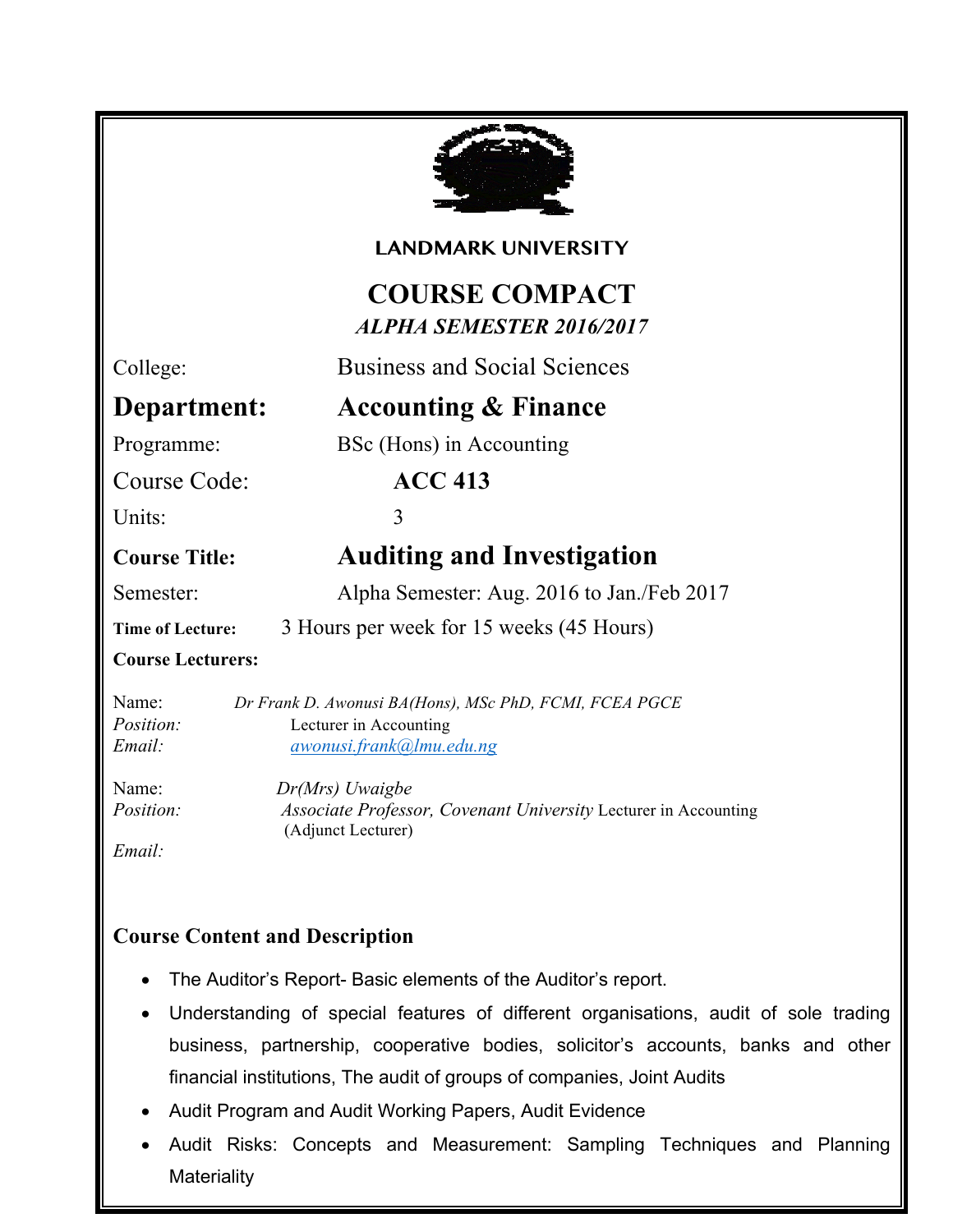# LANDMARK UNIVERSITY

## COURSE COMPACT

***ALPHA SEMESTER 2016/2017***

College: Business and Social Sciences

**Department: Accounting & Finance**

Programme: BSc (Hons) in Accounting

Course Code: **ACC 413**

Units: 3

**Course Title: Auditing and Investigation**

Semester: Alpha Semester: Aug. 2016 to Jan./Feb 2017

**Time of Lecture:** 3 Hours per week for 15 weeks (45 Hours)

**Course Lecturers:**

Name: *Dr Frank D. Awonusi BA(Hons), MSc PhD, FCMI, FCEA PGCE*
*Position:* Lecturer in Accounting
*Email:* *awonusi.frank@lmu.edu.ng*

Name: *Dr(Mrs) Uwaigbe*
*Position:* *Associate Professor, Covenant University* Lecturer in Accounting (Adjunct Lecturer)
*Email:*

### Course Content and Description

- The Auditor's Report- Basic elements of the Auditor's report.
- Understanding of special features of different organisations, audit of sole trading business, partnership, cooperative bodies, solicitor's accounts, banks and other financial institutions, The audit of groups of companies, Joint Audits
- Audit Program and Audit Working Papers, Audit Evidence
- Audit Risks: Concepts and Measurement: Sampling Techniques and Planning Materiality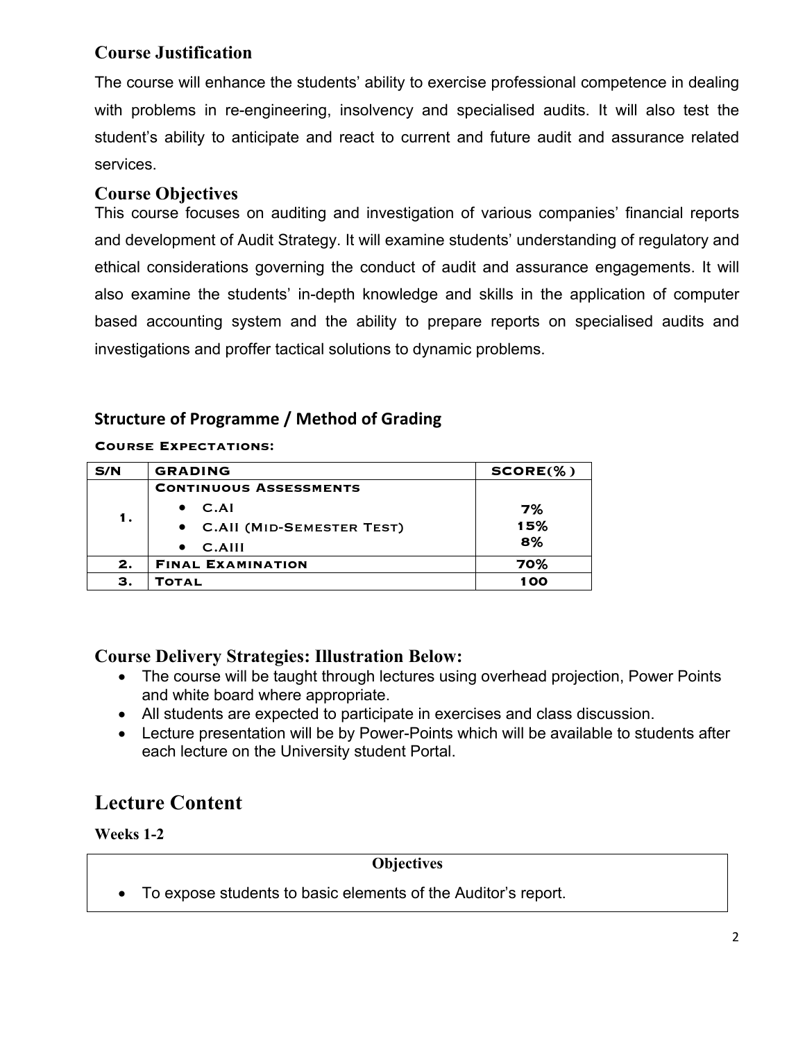## Course Justification

The course will enhance the students' ability to exercise professional competence in dealing with problems in re-engineering, insolvency and specialised audits. It will also test the student's ability to anticipate and react to current and future audit and assurance related services.

## Course Objectives

This course focuses on auditing and investigation of various companies' financial reports and development of Audit Strategy. It will examine students' understanding of regulatory and ethical considerations governing the conduct of audit and assurance engagements. It will also examine the students' in-depth knowledge and skills in the application of computer based accounting system and the ability to prepare reports on specialised audits and investigations and proffer tactical solutions to dynamic problems.

## Structure of Programme / Method of Grading

**Course Expectations:**

| S/N | GRADING | SCORE(%) |
|---|---|---|
| 1. | **Continuous Assessments**<br>• C.AI<br>• C.AII (Mid-Semester Test)<br>• C.AIII | <br>7%<br>15%<br>8% |
| 2. | **Final Examination** | 70% |
| 3. | **Total** | 100 |

## Course Delivery Strategies: Illustration Below:

- The course will be taught through lectures using overhead projection, Power Points and white board where appropriate.
- All students are expected to participate in exercises and class discussion.
- Lecture presentation will be by Power-Points which will be available to students after each lecture on the University student Portal.

# Lecture Content

**Weeks 1-2**

| Objectives |
|---|
| • To expose students to basic elements of the Auditor's report. |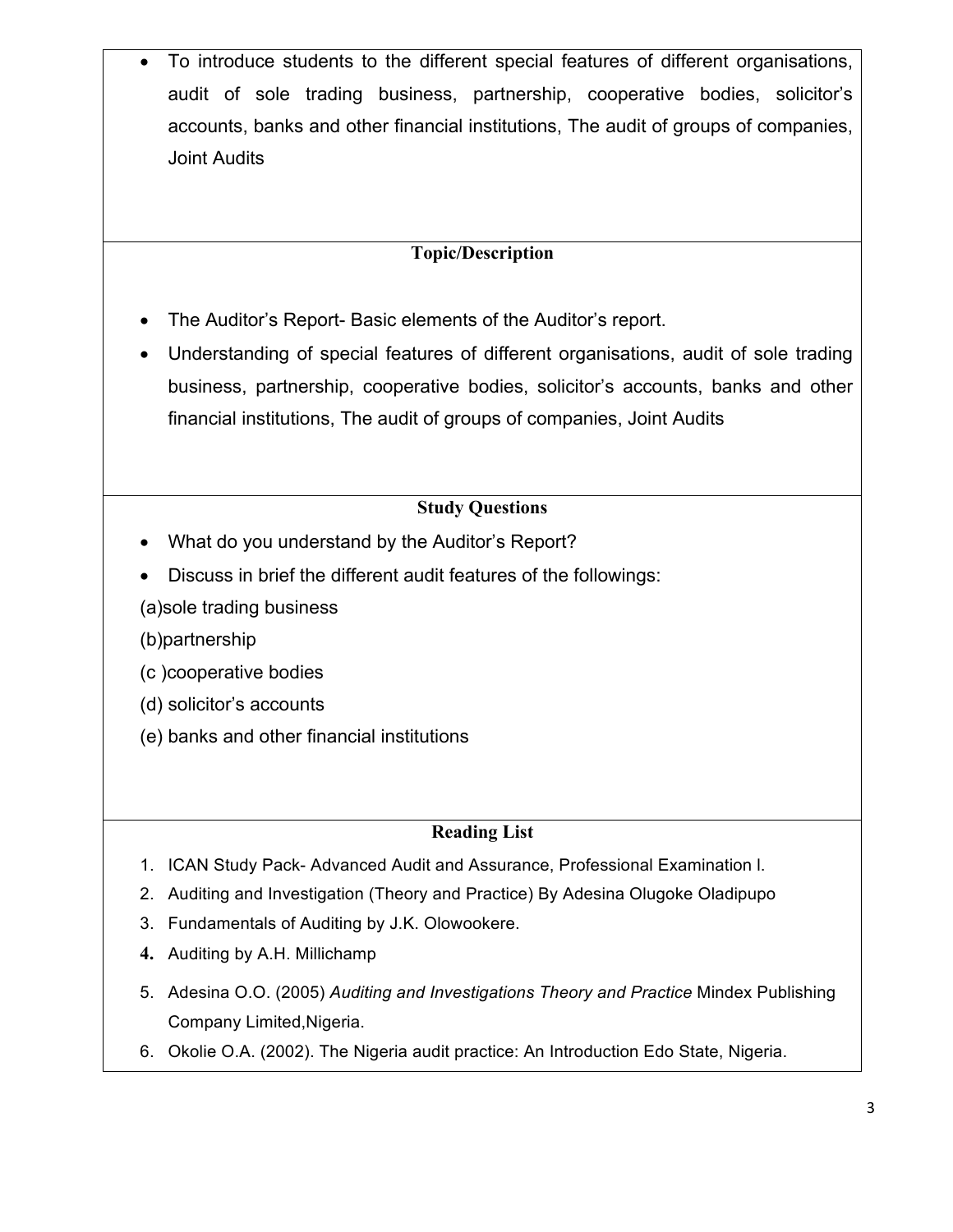- To introduce students to the different special features of different organisations, audit of sole trading business, partnership, cooperative bodies, solicitor's accounts, banks and other financial institutions, The audit of groups of companies, Joint Audits

### Topic/Description

- The Auditor's Report- Basic elements of the Auditor's report.
- Understanding of special features of different organisations, audit of sole trading business, partnership, cooperative bodies, solicitor's accounts, banks and other financial institutions, The audit of groups of companies, Joint Audits

### Study Questions

- What do you understand by the Auditor's Report?
- Discuss in brief the different audit features of the followings:

(a)sole trading business

(b)partnership

(c )cooperative bodies

(d) solicitor's accounts

(e) banks and other financial institutions

### Reading List

1. ICAN Study Pack- Advanced Audit and Assurance, Professional Examination I.
2. Auditing and Investigation (Theory and Practice) By Adesina Olugoke Oladipupo
3. Fundamentals of Auditing by J.K. Olowookere.
4. Auditing by A.H. Millichamp
5. Adesina O.O. (2005) *Auditing and Investigations Theory and Practice* Mindex Publishing Company Limited,Nigeria.
6. Okolie O.A. (2002). The Nigeria audit practice: An Introduction Edo State, Nigeria.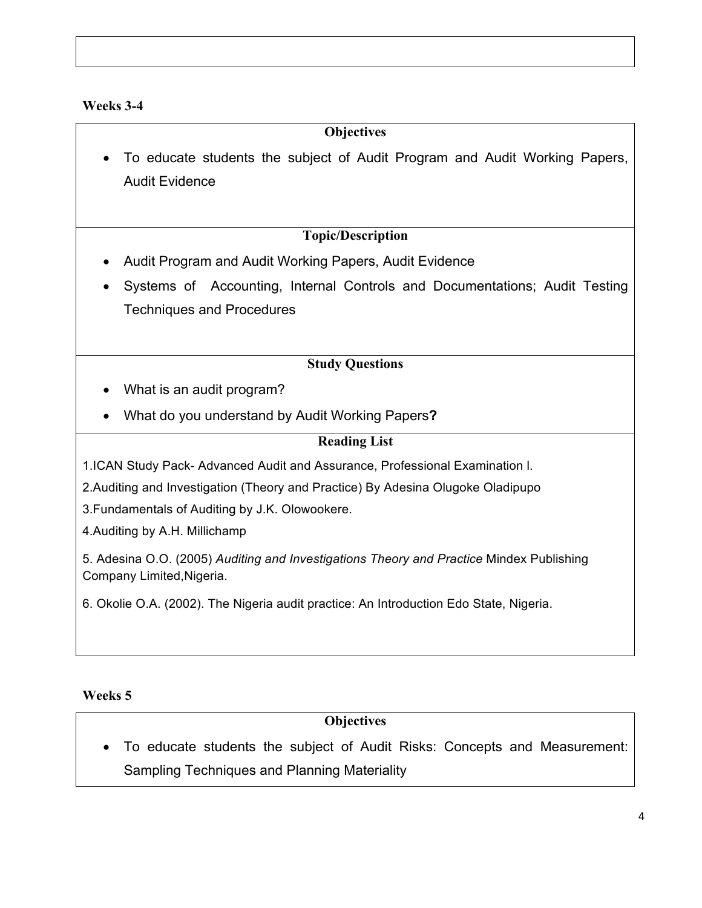**Weeks 3-4**

**Objectives**

- To educate students the subject of Audit Program and Audit Working Papers, Audit Evidence

**Topic/Description**

- Audit Program and Audit Working Papers, Audit Evidence
- Systems of Accounting, Internal Controls and Documentations; Audit Testing Techniques and Procedures

**Study Questions**

- What is an audit program?
- What do you understand by Audit Working Papers**?**

**Reading List**

1.ICAN Study Pack- Advanced Audit and Assurance, Professional Examination I.

2.Auditing and Investigation (Theory and Practice) By Adesina Olugoke Oladipupo

3.Fundamentals of Auditing by J.K. Olowookere.

4.Auditing by A.H. Millichamp

5. Adesina O.O. (2005) *Auditing and Investigations Theory and Practice* Mindex Publishing Company Limited,Nigeria.

6. Okolie O.A. (2002). The Nigeria audit practice: An Introduction Edo State, Nigeria.

**Weeks 5**

**Objectives**

- To educate students the subject of Audit Risks: Concepts and Measurement: Sampling Techniques and Planning Materiality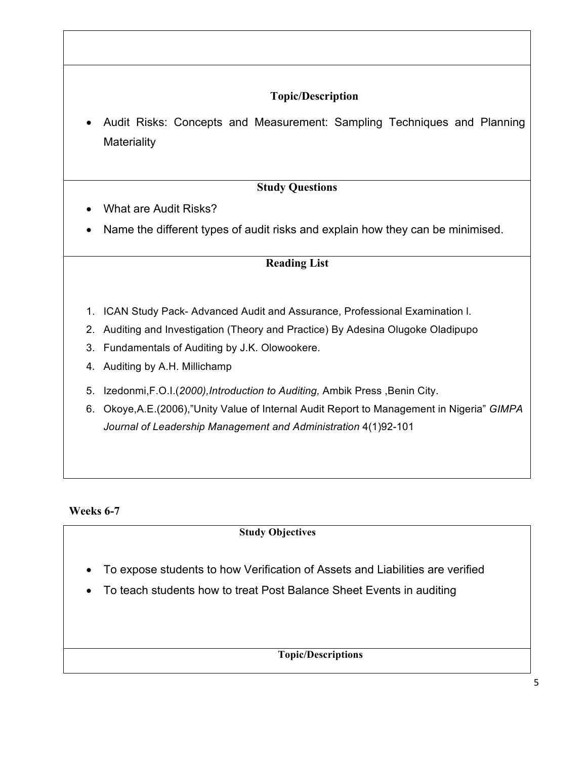**Topic/Description**

- Audit Risks: Concepts and Measurement: Sampling Techniques and Planning Materiality

**Study Questions**

- What are Audit Risks?
- Name the different types of audit risks and explain how they can be minimised.

**Reading List**

1. ICAN Study Pack- Advanced Audit and Assurance, Professional Examination I.
2. Auditing and Investigation (Theory and Practice) By Adesina Olugoke Oladipupo
3. Fundamentals of Auditing by J.K. Olowookere.
4. Auditing by A.H. Millichamp
5. Izedonmi,F.O.I.(*2000),Introduction to Auditing,* Ambik Press ,Benin City.
6. Okoye,A.E.(2006),"Unity Value of Internal Audit Report to Management in Nigeria" *GIMPA Journal of Leadership Management and Administration* 4(1)92-101

**Weeks 6-7**

**Study Objectives**

- To expose students to how Verification of Assets and Liabilities are verified
- To teach students how to treat Post Balance Sheet Events in auditing

**Topic/Descriptions**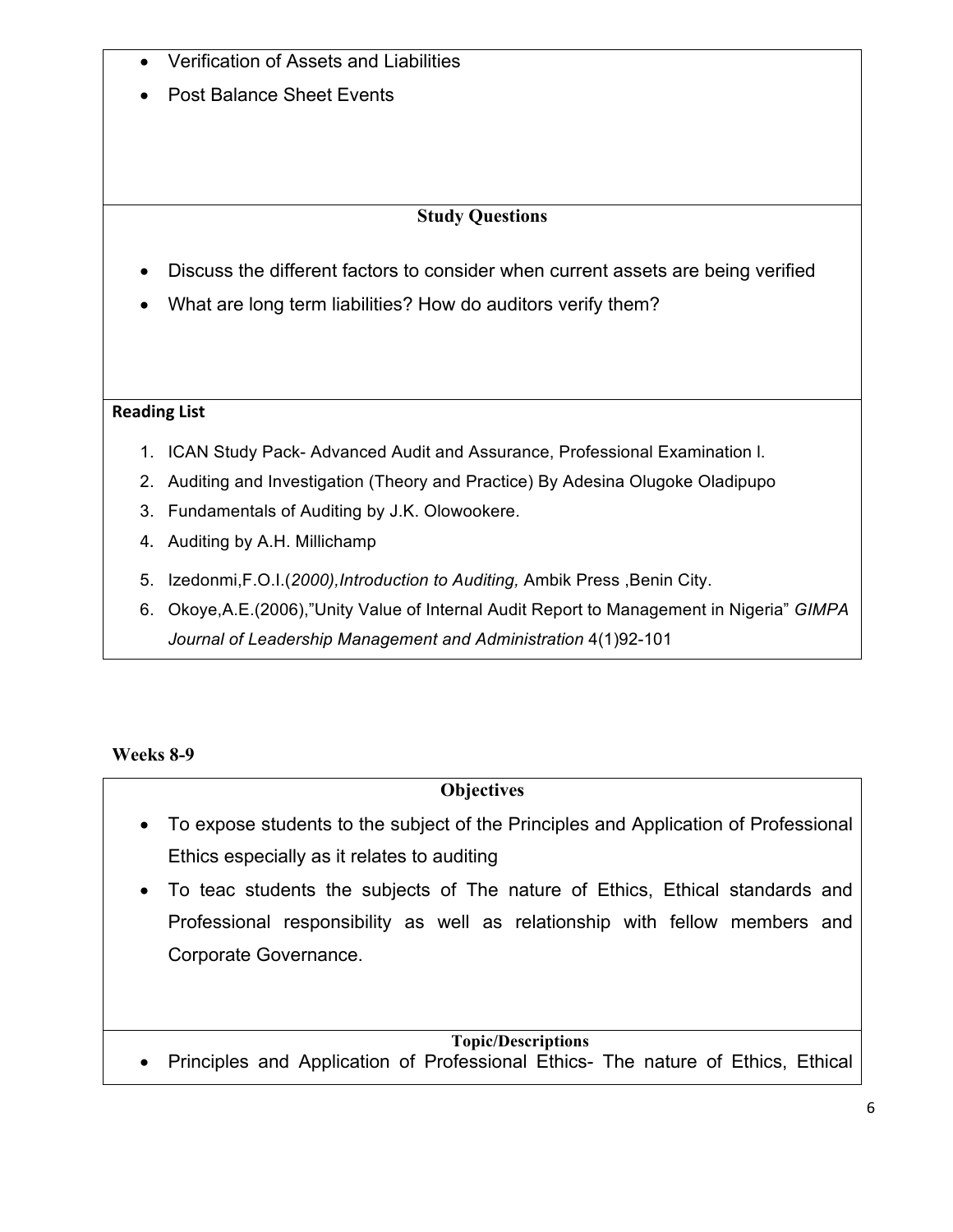- Verification of Assets and Liabilities
- Post Balance Sheet Events

**Study Questions**

- Discuss the different factors to consider when current assets are being verified
- What are long term liabilities? How do auditors verify them?

**Reading List**

1. ICAN Study Pack- Advanced Audit and Assurance, Professional Examination l.
2. Auditing and Investigation (Theory and Practice) By Adesina Olugoke Oladipupo
3. Fundamentals of Auditing by J.K. Olowookere.
4. Auditing by A.H. Millichamp
5. Izedonmi,F.O.I.(*2000),Introduction to Auditing,* Ambik Press ,Benin City.
6. Okoye,A.E.(2006),"Unity Value of Internal Audit Report to Management in Nigeria" *GIMPA Journal of Leadership Management and Administration* 4(1)92-101

**Weeks 8-9**

**Objectives**

- To expose students to the subject of the Principles and Application of Professional Ethics especially as it relates to auditing
- To teac students the subjects of The nature of Ethics, Ethical standards and Professional responsibility as well as relationship with fellow members and Corporate Governance.

**Topic/Descriptions**

- Principles and Application of Professional Ethics- The nature of Ethics, Ethical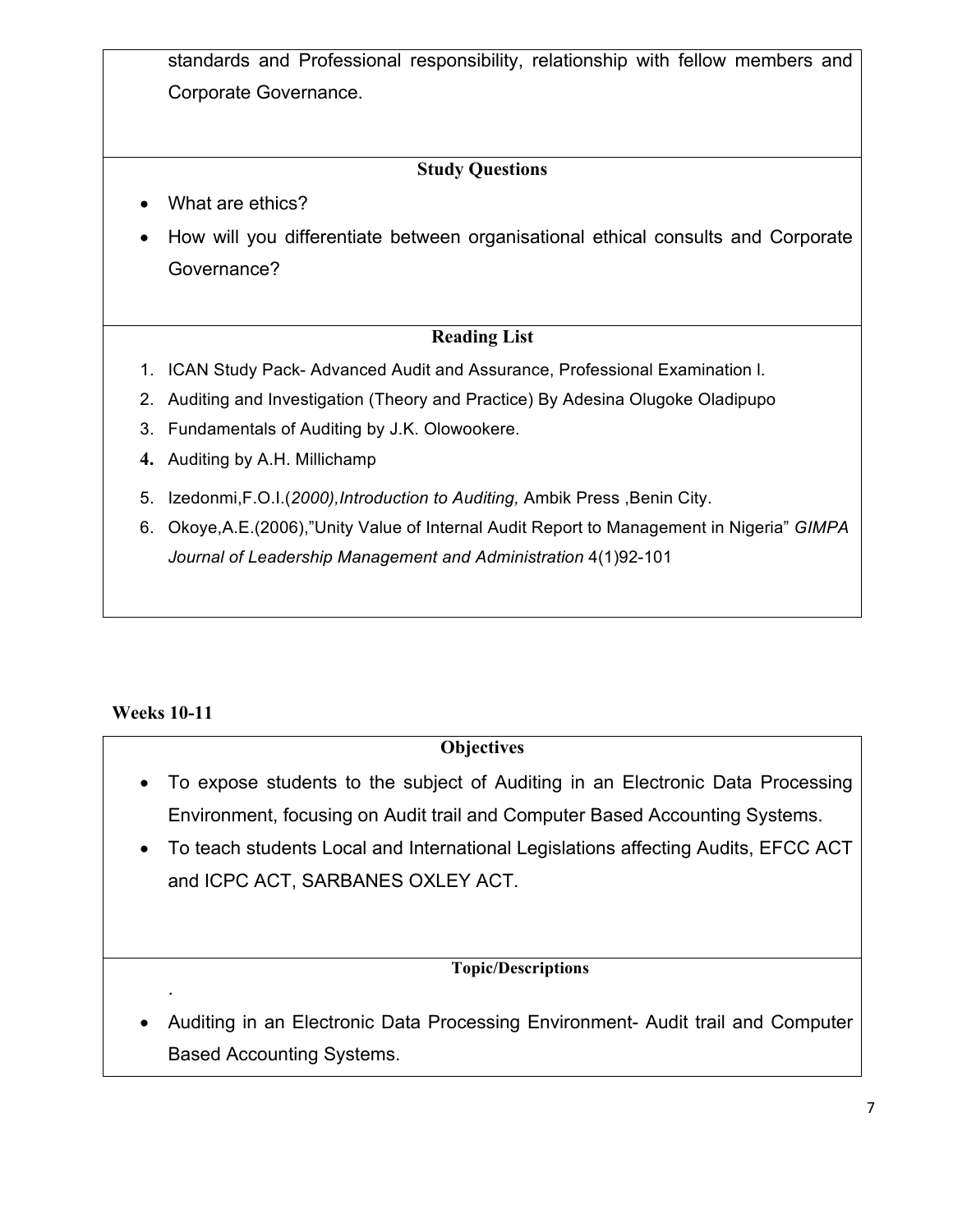standards and Professional responsibility, relationship with fellow members and Corporate Governance.

**Study Questions**

- What are ethics?
- How will you differentiate between organisational ethical consults and Corporate Governance?

**Reading List**

1. ICAN Study Pack- Advanced Audit and Assurance, Professional Examination l.
2. Auditing and Investigation (Theory and Practice) By Adesina Olugoke Oladipupo
3. Fundamentals of Auditing by J.K. Olowookere.
4. Auditing by A.H. Millichamp
5. Izedonmi,F.O.I.(*2000),Introduction to Auditing,* Ambik Press ,Benin City.
6. Okoye,A.E.(2006),"Unity Value of Internal Audit Report to Management in Nigeria" *GIMPA Journal of Leadership Management and Administration* 4(1)92-101

**Weeks 10-11**

**Objectives**

- To expose students to the subject of Auditing in an Electronic Data Processing Environment, focusing on Audit trail and Computer Based Accounting Systems.
- To teach students Local and International Legislations affecting Audits, EFCC ACT and ICPC ACT, SARBANES OXLEY ACT.

**Topic/Descriptions**

.

- Auditing in an Electronic Data Processing Environment- Audit trail and Computer Based Accounting Systems.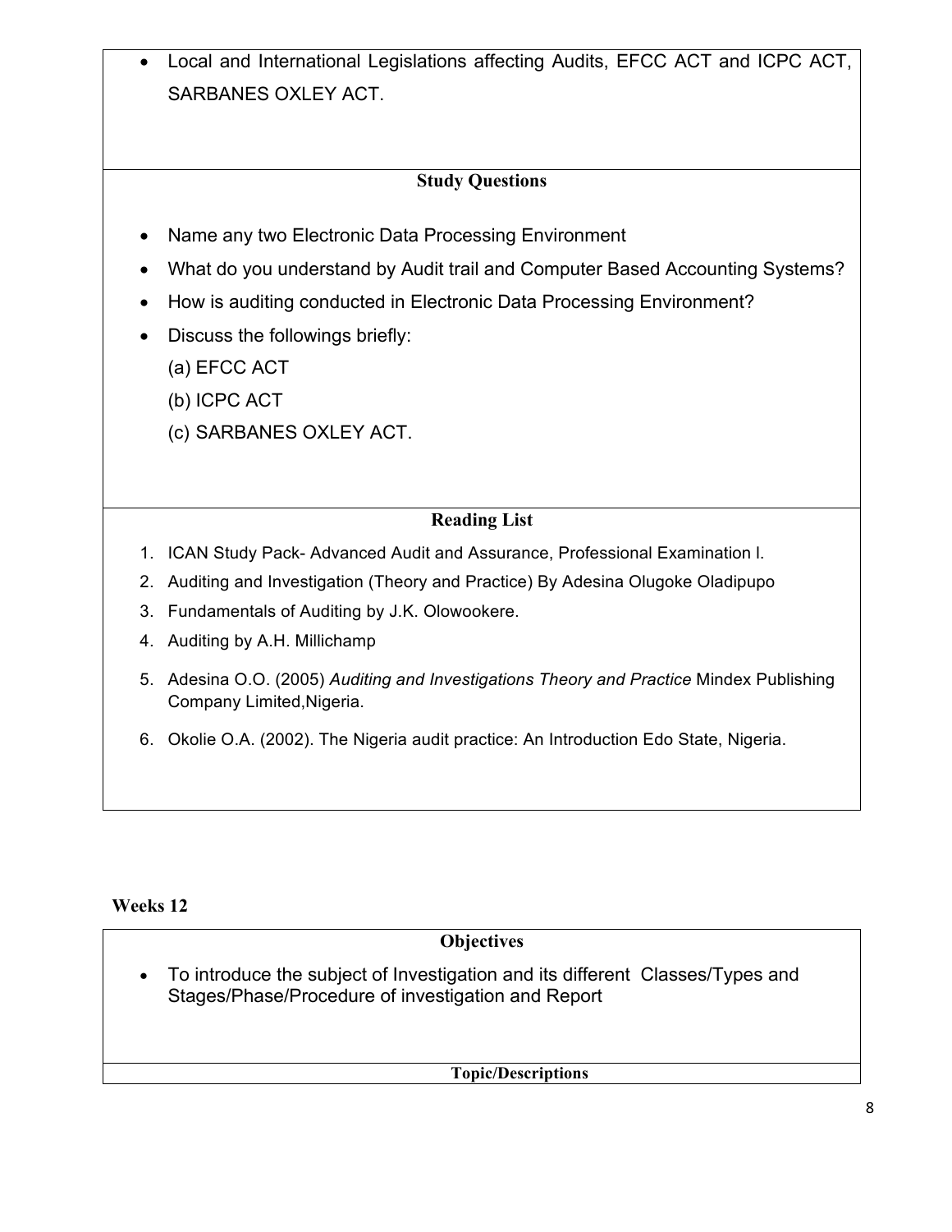- Local and International Legislations affecting Audits, EFCC ACT and ICPC ACT, SARBANES OXLEY ACT.

**Study Questions**

- Name any two Electronic Data Processing Environment
- What do you understand by Audit trail and Computer Based Accounting Systems?
- How is auditing conducted in Electronic Data Processing Environment?
- Discuss the followings briefly:
  (a) EFCC ACT
  (b) ICPC ACT
  (c) SARBANES OXLEY ACT.

**Reading List**

1. ICAN Study Pack- Advanced Audit and Assurance, Professional Examination I.
2. Auditing and Investigation (Theory and Practice) By Adesina Olugoke Oladipupo
3. Fundamentals of Auditing by J.K. Olowookere.
4. Auditing by A.H. Millichamp
5. Adesina O.O. (2005) *Auditing and Investigations Theory and Practice* Mindex Publishing Company Limited,Nigeria.
6. Okolie O.A. (2002). The Nigeria audit practice: An Introduction Edo State, Nigeria.

**Weeks 12**

**Objectives**

- To introduce the subject of Investigation and its different Classes/Types and Stages/Phase/Procedure of investigation and Report

**Topic/Descriptions**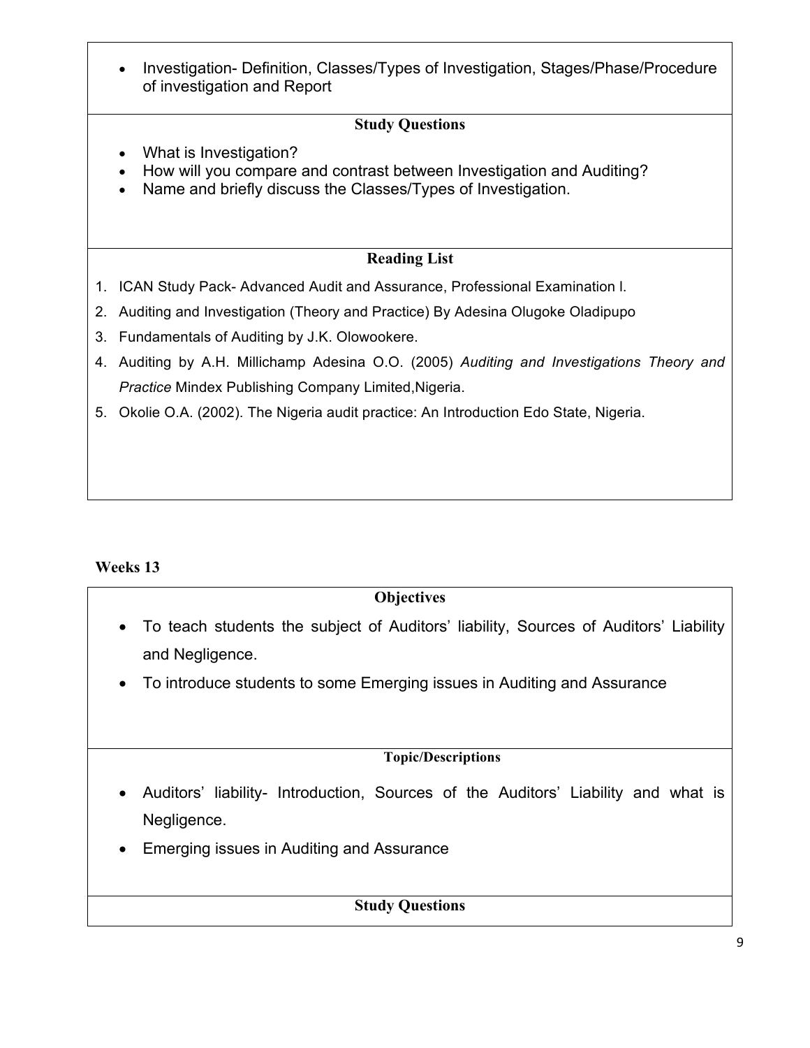- Investigation- Definition, Classes/Types of Investigation, Stages/Phase/Procedure of investigation and Report

**Study Questions**

- What is Investigation?
- How will you compare and contrast between Investigation and Auditing?
- Name and briefly discuss the Classes/Types of Investigation.

**Reading List**

1. ICAN Study Pack- Advanced Audit and Assurance, Professional Examination I.
2. Auditing and Investigation (Theory and Practice) By Adesina Olugoke Oladipupo
3. Fundamentals of Auditing by J.K. Olowookere.
4. Auditing by A.H. Millichamp Adesina O.O. (2005) *Auditing and Investigations Theory and Practice* Mindex Publishing Company Limited,Nigeria.
5. Okolie O.A. (2002). The Nigeria audit practice: An Introduction Edo State, Nigeria.

**Weeks 13**

**Objectives**

- To teach students the subject of Auditors' liability, Sources of Auditors' Liability and Negligence.
- To introduce students to some Emerging issues in Auditing and Assurance

**Topic/Descriptions**

- Auditors' liability- Introduction, Sources of the Auditors' Liability and what is Negligence.
- Emerging issues in Auditing and Assurance

**Study Questions**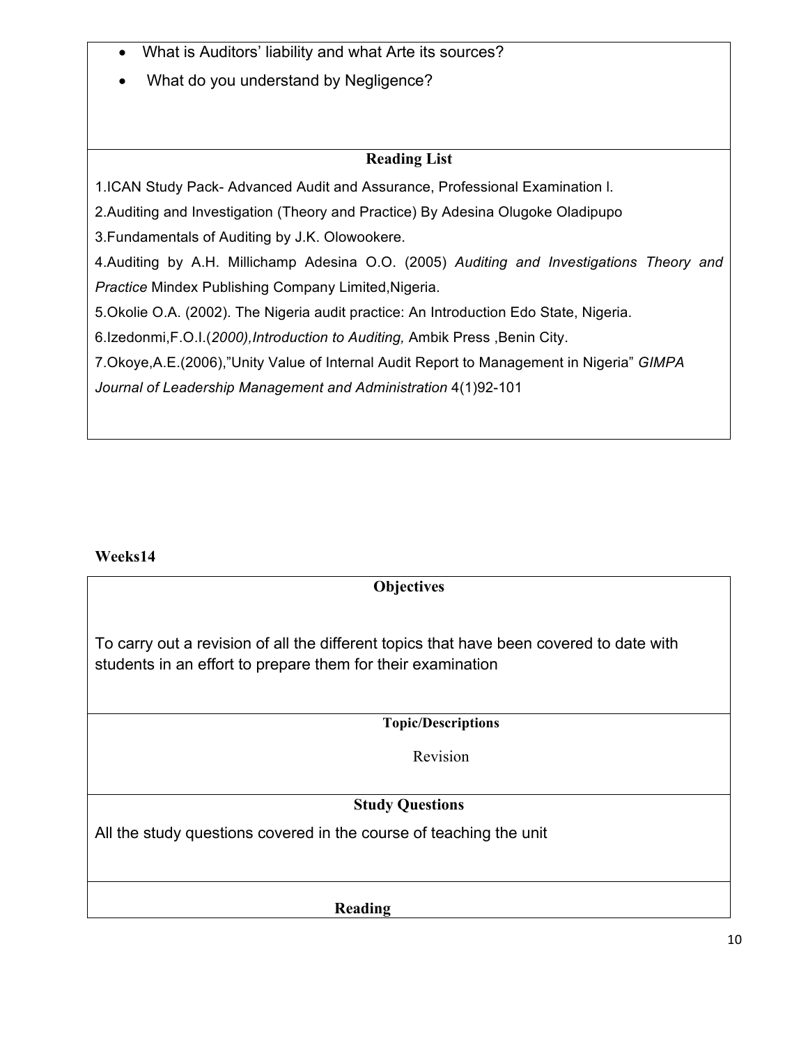- What is Auditors' liability and what Arte its sources?
- What do you understand by Negligence?

**Reading List**

1.ICAN Study Pack- Advanced Audit and Assurance, Professional Examination l.

2.Auditing and Investigation (Theory and Practice) By Adesina Olugoke Oladipupo

3.Fundamentals of Auditing by J.K. Olowookere.

4.Auditing by A.H. Millichamp Adesina O.O. (2005) *Auditing and Investigations Theory and Practice* Mindex Publishing Company Limited,Nigeria.

5.Okolie O.A. (2002). The Nigeria audit practice: An Introduction Edo State, Nigeria.

6.Izedonmi,F.O.I.(*2000),Introduction to Auditing,* Ambik Press ,Benin City.

7.Okoye,A.E.(2006),"Unity Value of Internal Audit Report to Management in Nigeria" *GIMPA Journal of Leadership Management and Administration* 4(1)92-101

**Weeks14**

**Objectives**

To carry out a revision of all the different topics that have been covered to date with students in an effort to prepare them for their examination

**Topic/Descriptions**

Revision

**Study Questions**

All the study questions covered in the course of teaching the unit

**Reading**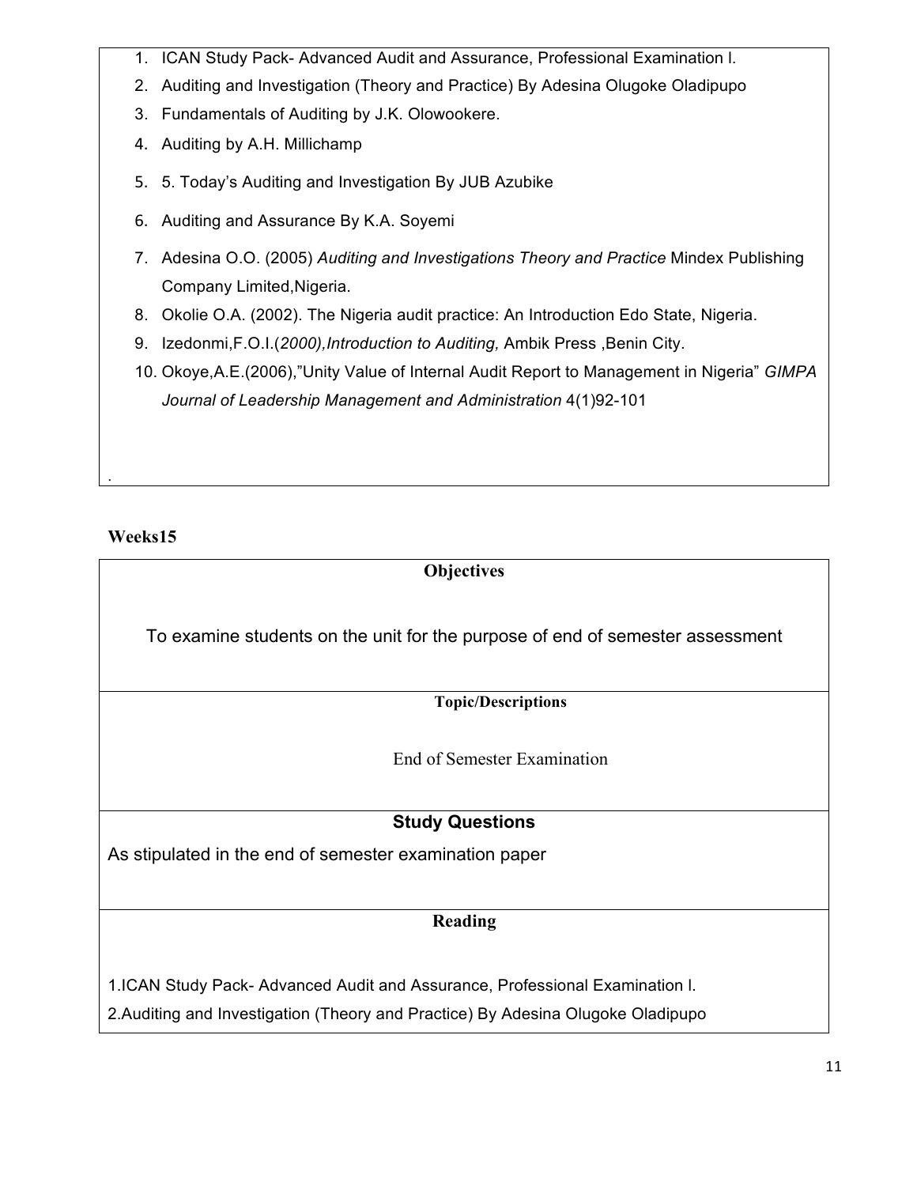1. ICAN Study Pack- Advanced Audit and Assurance, Professional Examination I.
2. Auditing and Investigation (Theory and Practice) By Adesina Olugoke Oladipupo
3. Fundamentals of Auditing by J.K. Olowookere.
4. Auditing by A.H. Millichamp
5. 5. Today's Auditing and Investigation By JUB Azubike
6. Auditing and Assurance By K.A. Soyemi
7. Adesina O.O. (2005) *Auditing and Investigations Theory and Practice* Mindex Publishing Company Limited,Nigeria.
8. Okolie O.A. (2002). The Nigeria audit practice: An Introduction Edo State, Nigeria.
9. Izedonmi,F.O.I.(*2000),Introduction to Auditing,* Ambik Press ,Benin City.
10. Okoye,A.E.(2006),"Unity Value of Internal Audit Report to Management in Nigeria" *GIMPA Journal of Leadership Management and Administration* 4(1)92-101

.

**Weeks15**

**Objectives**

To examine students on the unit for the purpose of end of semester assessment

**Topic/Descriptions**

End of Semester Examination

**Study Questions**

As stipulated in the end of semester examination paper

**Reading**

1.ICAN Study Pack- Advanced Audit and Assurance, Professional Examination I.

2.Auditing and Investigation (Theory and Practice) By Adesina Olugoke Oladipupo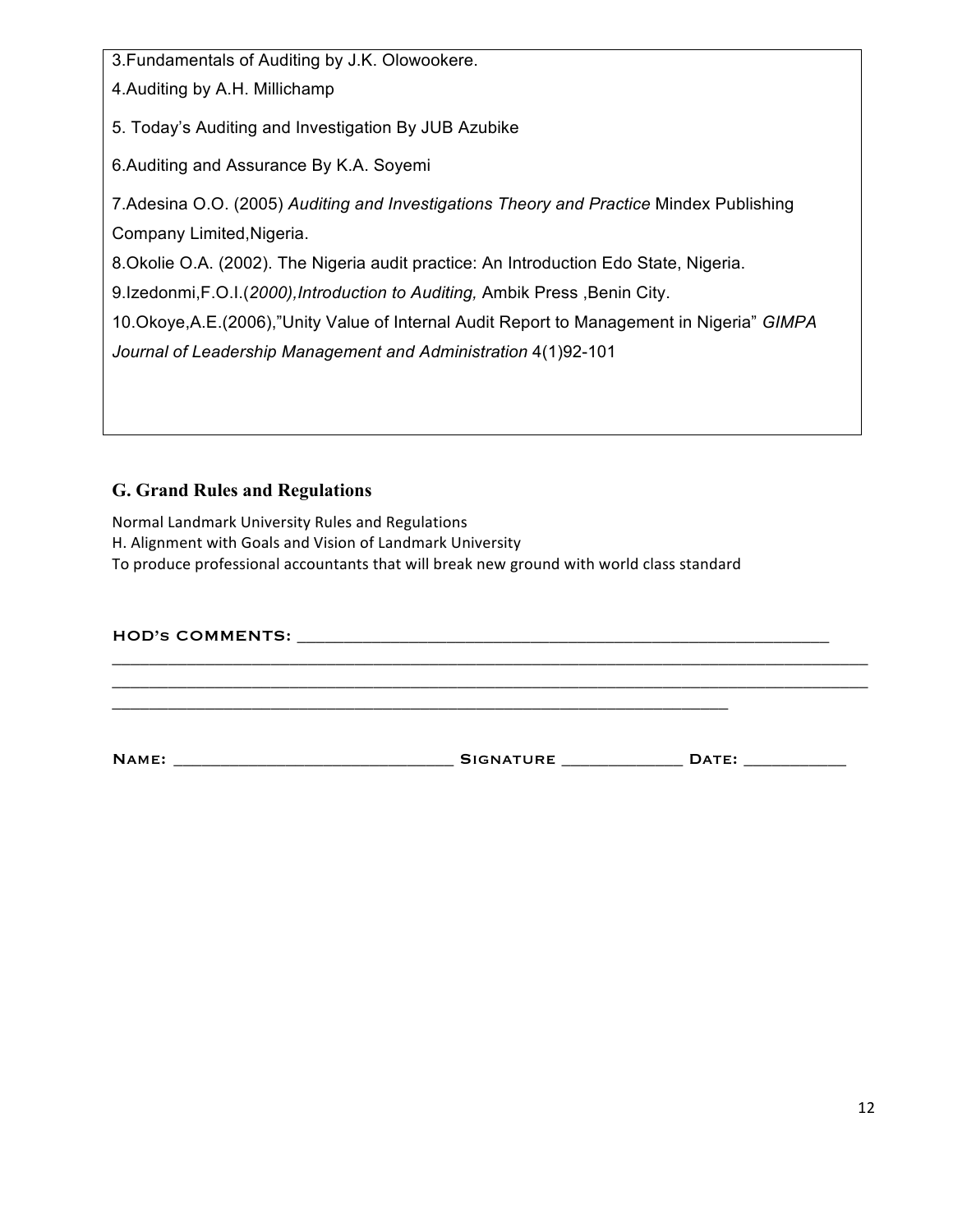3.Fundamentals of Auditing by J.K. Olowookere.

4.Auditing by A.H. Millichamp

5. Today's Auditing and Investigation By JUB Azubike

6.Auditing and Assurance By K.A. Soyemi

7.Adesina O.O. (2005) *Auditing and Investigations Theory and Practice* Mindex Publishing Company Limited,Nigeria.

8.Okolie O.A. (2002). The Nigeria audit practice: An Introduction Edo State, Nigeria.

9.Izedonmi,F.O.I.(*2000),Introduction to Auditing,* Ambik Press ,Benin City.

10.Okoye,A.E.(2006),"Unity Value of Internal Audit Report to Management in Nigeria" *GIMPA Journal of Leadership Management and Administration* 4(1)92-101

## G. Grand Rules and Regulations

Normal Landmark University Rules and Regulations

H. Alignment with Goals and Vision of Landmark University

To produce professional accountants that will break new ground with world class standard

HOD's COMMENTS: ____________________________________________________________
____________________________________________________________________________________
____________________________________________________________________________________
______________________________________________________________________

NAME: ______________________________ SIGNATURE _____________ DATE: ___________